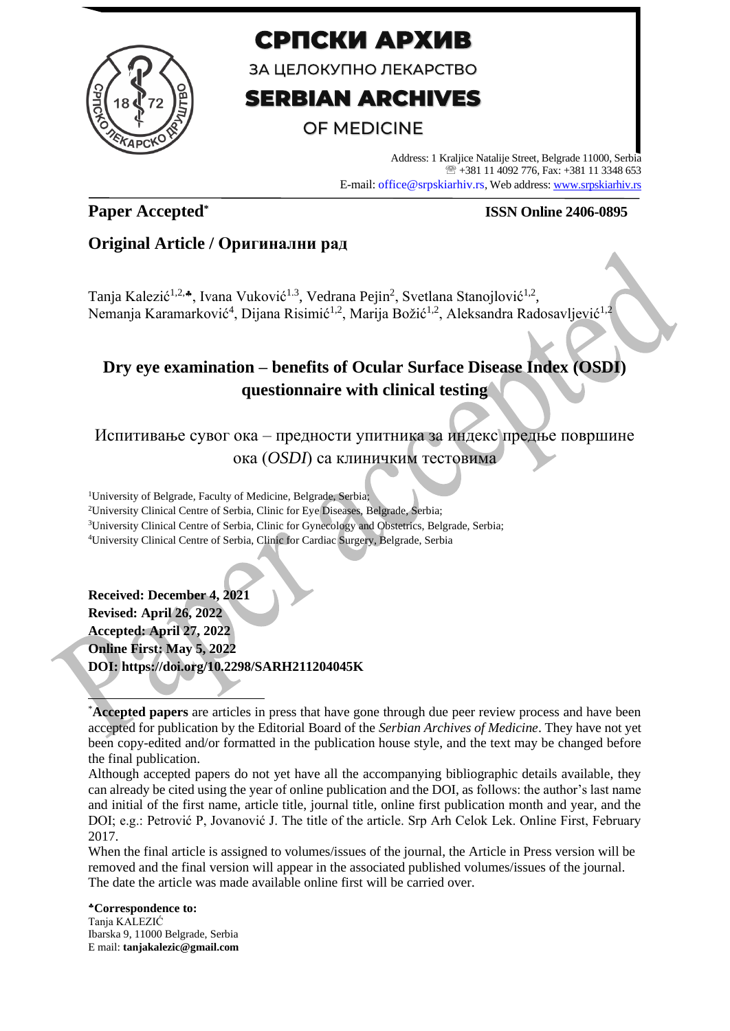# СРПСКИ АРХИВ

ЗА ЦЕЛОКУПНО ЛЕКАРСТВО

# SERBIAN ARCHIVES

OF MEDICINE

Address: 1 Kraljice Natalije Street, Belgrade 11000, Serbia
☏ +381 11 4092 776, Fax: +381 11 3348 653
E-mail: office@srpskiarhiv.rs, Web address: www.srpskiarhiv.rs

**Paper Accepted*** **ISSN Online 2406-0895**

## Original Article / Оригинални рад

Tanja Kalezić[1,2,♣], Ivana Vuković[1,3], Vedrana Pejin[2], Svetlana Stanojlović[1,2], Nemanja Karamarković[4], Dijana Risimić[1,2], Marija Božić[1,2], Aleksandra Radosavljević[1,2]

# Dry eye examination – benefits of Ocular Surface Disease Index (OSDI) questionnaire with clinical testing

Испитивање сувог ока – предности упитника за индекс предње површине ока (*OSDI*) са клиничким тестовима

[1]University of Belgrade, Faculty of Medicine, Belgrade, Serbia;
[2]University Clinical Centre of Serbia, Clinic for Eye Diseases, Belgrade, Serbia;
[3]University Clinical Centre of Serbia, Clinic for Gynecology and Obstetrics, Belgrade, Serbia;
[4]University Clinical Centre of Serbia, Clinic for Cardiac Surgery, Belgrade, Serbia

**Received: December 4, 2021**
**Revised: April 26, 2022**
**Accepted: April 27, 2022**
**Online First: May 5, 2022**
**DOI: https://doi.org/10.2298/SARH211204045K**

---

*__Accepted papers__ are articles in press that have gone through due peer review process and have been accepted for publication by the Editorial Board of the *Serbian Archives of Medicine*. They have not yet been copy-edited and/or formatted in the publication house style, and the text may be changed before the final publication.

Although accepted papers do not yet have all the accompanying bibliographic details available, they can already be cited using the year of online publication and the DOI, as follows: the author's last name and initial of the first name, article title, journal title, online first publication month and year, and the DOI; e.g.: Petrović P, Jovanović J. The title of the article. Srp Arh Celok Lek. Online First, February 2017.

When the final article is assigned to volumes/issues of the journal, the Article in Press version will be removed and the final version will appear in the associated published volumes/issues of the journal. The date the article was made available online first will be carried over.

**♣Correspondence to:**
Tanja KALEZIĆ
Ibarska 9, 11000 Belgrade, Serbia
E mail: **tanjakalezic@gmail.com**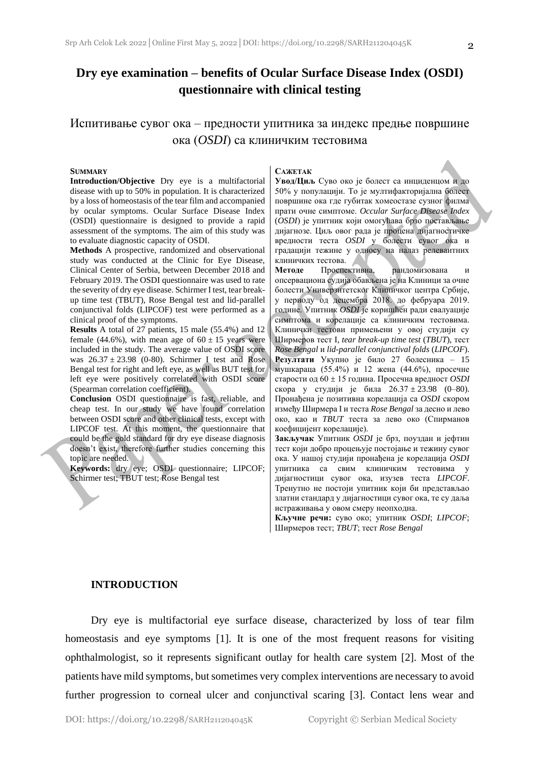# Dry eye examination – benefits of Ocular Surface Disease Index (OSDI) questionnaire with clinical testing

## Испитивање сувог ока – предности упитника за индекс предње површине ока (*OSDI*) са клиничким тестовима

**SUMMARY**

**Introduction/Objective** Dry eye is a multifactorial disease with up to 50% in population. It is characterized by a loss of homeostasis of the tear film and accompanied by ocular symptoms. Ocular Surface Disease Index (OSDI) questionnaire is designed to provide a rapid assessment of the symptoms. The aim of this study was to evaluate diagnostic capacity of OSDI.

**Methods** A prospective, randomized and observational study was conducted at the Clinic for Eye Disease, Clinical Center of Serbia, between December 2018 and February 2019. The OSDI questionnaire was used to rate the severity of dry eye disease. Schirmer I test, tear break-up time test (TBUT), Rose Bengal test and lid-parallel conjunctival folds (LIPCOF) test were performed as a clinical proof of the symptoms.

**Results** A total of 27 patients, 15 male (55.4%) and 12 female (44.6%), with mean age of 60 ± 15 years were included in the study. The average value of OSDI score was 26.37 ± 23.98 (0-80). Schirmer I test and Rose Bengal test for right and left eye, as well as BUT test for left eye were positively correlated with OSDI score (Spearman correlation coefficient).

**Conclusion** OSDI questionnaire is fast, reliable, and cheap test. In our study we have found correlation between OSDI score and other clinical tests, except with LIPCOF test. At this moment, the questionnaire that could be the gold standard for dry eye disease diagnosis doesn't exist, therefore further studies concerning this topic are needed.

**Keywords:** dry eye; OSDI questionnaire; LIPCOF; Schirmer test; TBUT test; Rose Bengal test

**САЖЕТАК**

**Увод/Циљ** Суво око је болест са инциденцом и до 50% у популацији. То је мултифакторијална болест површине ока где губитак хомеостазе сузног филма прати очне симптоме. *Occular Surface Disease Index* (*OSDI*) је упитник који омогућава брзо постављање дијагнозе. Циљ овог рада је процена дијагностичке вредности теста *OSDI* у болести сувог ока и градацији тежине у односу на налаз релевантних клиничких тестова.

**Методе** Проспективна, рандомизована и опсервациона судија обављена је на Клиници за очне болести Универзитетског Клиничког центра Србије, у периоду од децембра 2018. до фебруара 2019. године. Упитник *OSDI* је коришћен ради евалуације симптома и корелације са клиничким тестовима. Клинички тестови примењени у овој студији су Ширмеров тест I, *tear break-up time test* (*TBUT*), тест *Rose Bengal* и *lid-parallel conjunctival folds* (*LIPCOF*).

**Резултати** Укупно је било 27 болесника – 15 мушкараца (55.4%) и 12 жена (44.6%), просечне старости од 60 ± 15 година. Просечна вредност *OSDI* скора у студији је била 26.37 ± 23.98 (0–80). Пронађена је позитивна корелација са *OSDI* скором између Ширмера I и теста *Rose Bengal* за десно и лево око, као и *TBUT* теста за лево око (Спирманов коефицијент корелације).

**Закључак** Упитник *OSDI* је брз, поуздан и јефтин тест који добро процењује постојање и тежину сувог ока. У нашој студији пронађена је корелација *OSDI* упитника са свим клиничким тестовима у дијагностици сувог ока, изузев теста *LIPCOF*. Тренутно не постоји упитник који би представљао златни стандард у дијагностици сувог ока, те су даља истраживања у овом смеру неопходна.

**Кључне речи:** суво око; упитник *OSDI*; *LIPCOF*; Ширмеров тест; *TBUT*; тест *Rose Bengal*

## INTRODUCTION

Dry eye is multifactorial eye surface disease, characterized by loss of tear film homeostasis and eye symptoms [1]. It is one of the most frequent reasons for visiting ophthalmologist, so it represents significant outlay for health care system [2]. Most of the patients have mild symptoms, but sometimes very complex interventions are necessary to avoid further progression to corneal ulcer and conjunctival scaring [3]. Contact lens wear and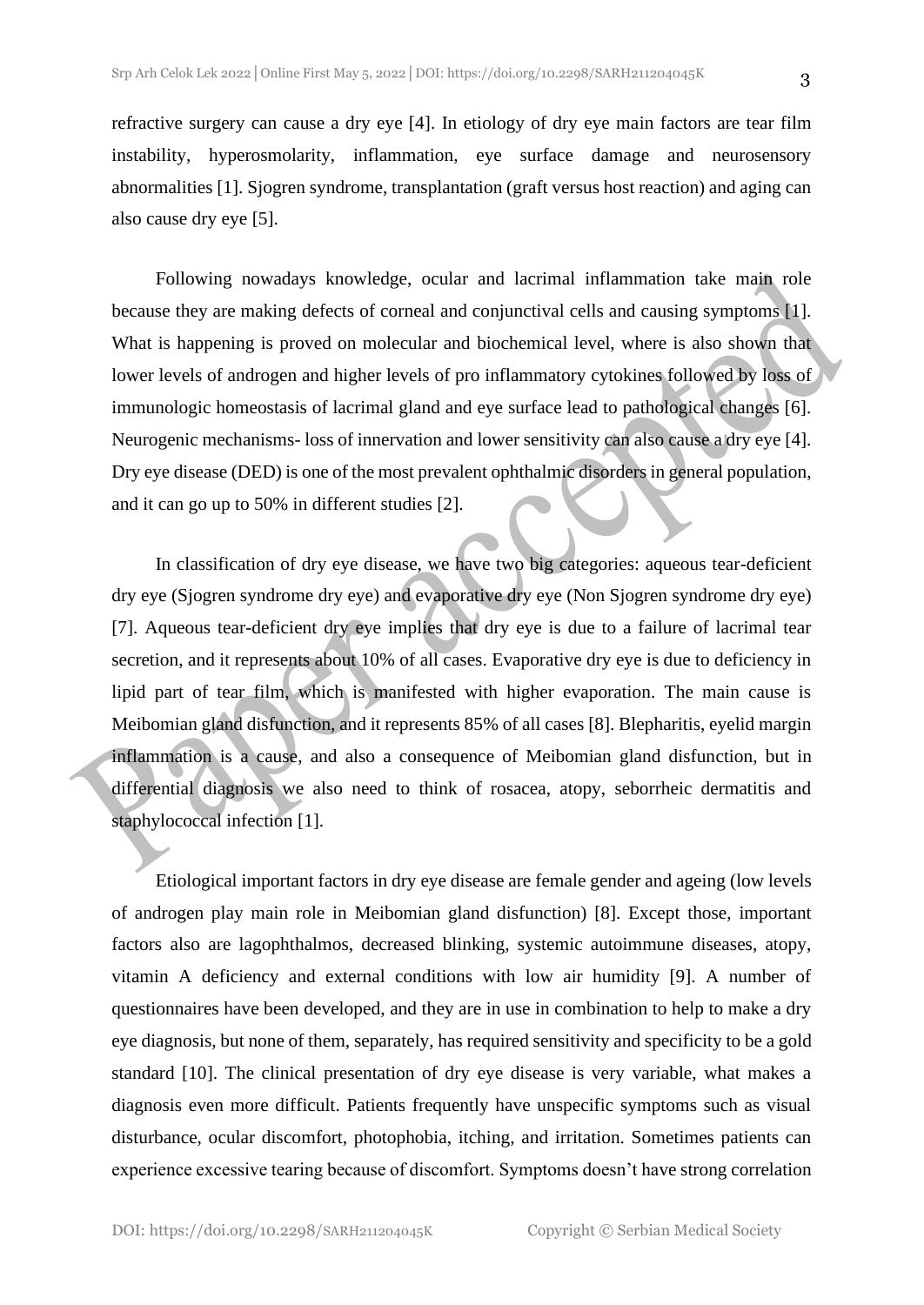refractive surgery can cause a dry eye [4]. In etiology of dry eye main factors are tear film instability, hyperosmolarity, inflammation, eye surface damage and neurosensory abnormalities [1]. Sjogren syndrome, transplantation (graft versus host reaction) and aging can also cause dry eye [5].

Following nowadays knowledge, ocular and lacrimal inflammation take main role because they are making defects of corneal and conjunctival cells and causing symptoms [1]. What is happening is proved on molecular and biochemical level, where is also shown that lower levels of androgen and higher levels of pro inflammatory cytokines followed by loss of immunologic homeostasis of lacrimal gland and eye surface lead to pathological changes [6]. Neurogenic mechanisms- loss of innervation and lower sensitivity can also cause a dry eye [4]. Dry eye disease (DED) is one of the most prevalent ophthalmic disorders in general population, and it can go up to 50% in different studies [2].

In classification of dry eye disease, we have two big categories: aqueous tear-deficient dry eye (Sjogren syndrome dry eye) and evaporative dry eye (Non Sjogren syndrome dry eye) [7]. Aqueous tear-deficient dry eye implies that dry eye is due to a failure of lacrimal tear secretion, and it represents about 10% of all cases. Evaporative dry eye is due to deficiency in lipid part of tear film, which is manifested with higher evaporation. The main cause is Meibomian gland disfunction, and it represents 85% of all cases [8]. Blepharitis, eyelid margin inflammation is a cause, and also a consequence of Meibomian gland disfunction, but in differential diagnosis we also need to think of rosacea, atopy, seborrheic dermatitis and staphylococcal infection [1].

Etiological important factors in dry eye disease are female gender and ageing (low levels of androgen play main role in Meibomian gland disfunction) [8]. Except those, important factors also are lagophthalmos, decreased blinking, systemic autoimmune diseases, atopy, vitamin A deficiency and external conditions with low air humidity [9]. A number of questionnaires have been developed, and they are in use in combination to help to make a dry eye diagnosis, but none of them, separately, has required sensitivity and specificity to be a gold standard [10]. The clinical presentation of dry eye disease is very variable, what makes a diagnosis even more difficult. Patients frequently have unspecific symptoms such as visual disturbance, ocular discomfort, photophobia, itching, and irritation. Sometimes patients can experience excessive tearing because of discomfort. Symptoms doesn't have strong correlation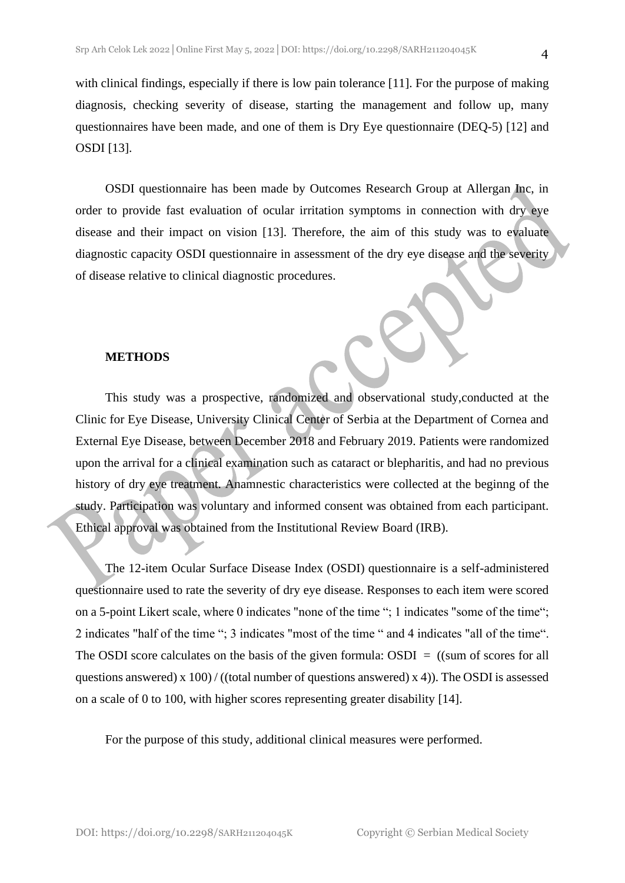with clinical findings, especially if there is low pain tolerance [11]. For the purpose of making diagnosis, checking severity of disease, starting the management and follow up, many questionnaires have been made, and one of them is Dry Eye questionnaire (DEQ-5) [12] and OSDI [13].

OSDI questionnaire has been made by Outcomes Research Group at Allergan Inc, in order to provide fast evaluation of ocular irritation symptoms in connection with dry eye disease and their impact on vision [13]. Therefore, the aim of this study was to evaluate diagnostic capacity OSDI questionnaire in assessment of the dry eye disease and the severity of disease relative to clinical diagnostic procedures.

## METHODS

This study was a prospective, randomized and observational study,conducted at the Clinic for Eye Disease, University Clinical Center of Serbia at the Department of Cornea and External Eye Disease, between December 2018 and February 2019. Patients were randomized upon the arrival for a clinical examination such as cataract or blepharitis, and had no previous history of dry eye treatment. Anamnestic characteristics were collected at the beginng of the study. Participation was voluntary and informed consent was obtained from each participant. Ethical approval was obtained from the Institutional Review Board (IRB).

The 12-item Ocular Surface Disease Index (OSDI) questionnaire is a self-administered questionnaire used to rate the severity of dry eye disease. Responses to each item were scored on a 5-point Likert scale, where 0 indicates "none of the time "; 1 indicates "some of the time"; 2 indicates "half of the time "; 3 indicates "most of the time " and 4 indicates "all of the time". The OSDI score calculates on the basis of the given formula: OSDI = ((sum of scores for all questions answered) x 100) / ((total number of questions answered) x 4)). The OSDI is assessed on a scale of 0 to 100, with higher scores representing greater disability [14].

For the purpose of this study, additional clinical measures were performed.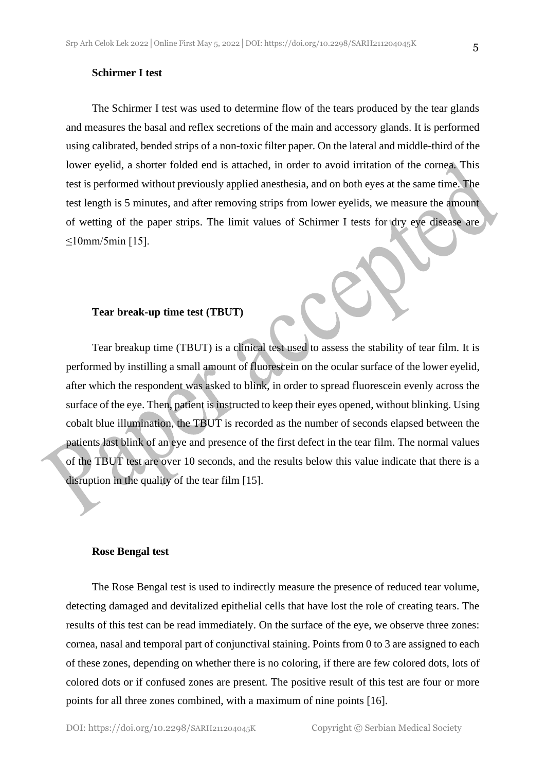### Schirmer I test

The Schirmer I test was used to determine flow of the tears produced by the tear glands and measures the basal and reflex secretions of the main and accessory glands. It is performed using calibrated, bended strips of a non-toxic filter paper. On the lateral and middle-third of the lower eyelid, a shorter folded end is attached, in order to avoid irritation of the cornea. This test is performed without previously applied anesthesia, and on both eyes at the same time. The test length is 5 minutes, and after removing strips from lower eyelids, we measure the amount of wetting of the paper strips. The limit values of Schirmer I tests for dry eye disease are ≤10mm/5min [15].

### Tear break-up time test (TBUT)

Tear breakup time (TBUT) is a clinical test used to assess the stability of tear film. It is performed by instilling a small amount of fluorescein on the ocular surface of the lower eyelid, after which the respondent was asked to blink, in order to spread fluorescein evenly across the surface of the eye. Then, patient is instructed to keep their eyes opened, without blinking. Using cobalt blue illumination, the TBUT is recorded as the number of seconds elapsed between the patients last blink of an eye and presence of the first defect in the tear film. The normal values of the TBUT test are over 10 seconds, and the results below this value indicate that there is a disruption in the quality of the tear film [15].

### Rose Bengal test

The Rose Bengal test is used to indirectly measure the presence of reduced tear volume, detecting damaged and devitalized epithelial cells that have lost the role of creating tears. The results of this test can be read immediately. On the surface of the eye, we observe three zones: cornea, nasal and temporal part of conjunctival staining. Points from 0 to 3 are assigned to each of these zones, depending on whether there is no coloring, if there are few colored dots, lots of colored dots or if confused zones are present. The positive result of this test are four or more points for all three zones combined, with a maximum of nine points [16].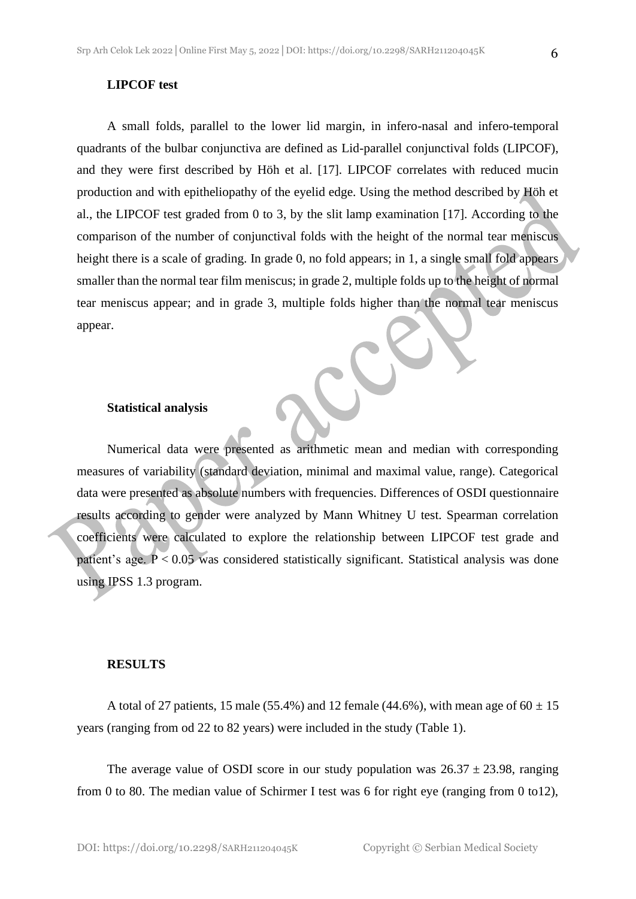**LIPCOF test**

A small folds, parallel to the lower lid margin, in infero-nasal and infero-temporal quadrants of the bulbar conjunctiva are defined as Lid-parallel conjunctival folds (LIPCOF), and they were first described by Höh et al. [17]. LIPCOF correlates with reduced mucin production and with epitheliopathy of the eyelid edge. Using the method described by Höh et al., the LIPCOF test graded from 0 to 3, by the slit lamp examination [17]. According to the comparison of the number of conjunctival folds with the height of the normal tear meniscus height there is a scale of grading. In grade 0, no fold appears; in 1, a single small fold appears smaller than the normal tear film meniscus; in grade 2, multiple folds up to the height of normal tear meniscus appear; and in grade 3, multiple folds higher than the normal tear meniscus appear.

**Statistical analysis**

Numerical data were presented as arithmetic mean and median with corresponding measures of variability (standard deviation, minimal and maximal value, range). Categorical data were presented as absolute numbers with frequencies. Differences of OSDI questionnaire results according to gender were analyzed by Mann Whitney U test. Spearman correlation coefficients were calculated to explore the relationship between LIPCOF test grade and patient's age. $P < 0.05$ was considered statistically significant. Statistical analysis was done using IPSS 1.3 program.

**RESULTS**

A total of 27 patients, 15 male (55.4%) and 12 female (44.6%), with mean age of 60 ± 15 years (ranging from od 22 to 82 years) were included in the study (Table 1).

The average value of OSDI score in our study population was 26.37 ± 23.98, ranging from 0 to 80. The median value of Schirmer I test was 6 for right eye (ranging from 0 to12),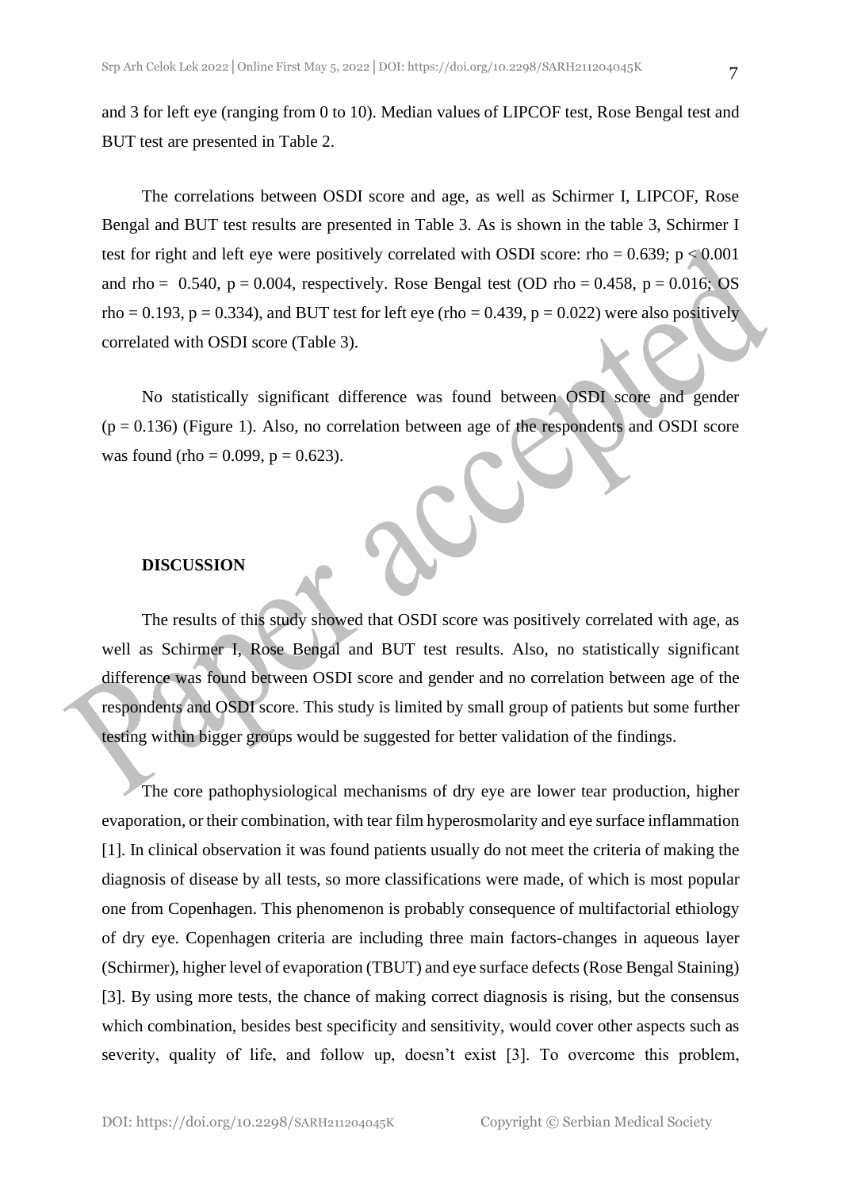and 3 for left eye (ranging from 0 to 10). Median values of LIPCOF test, Rose Bengal test and BUT test are presented in Table 2.

The correlations between OSDI score and age, as well as Schirmer I, LIPCOF, Rose Bengal and BUT test results are presented in Table 3. As is shown in the table 3, Schirmer I test for right and left eye were positively correlated with OSDI score: rho = 0.639; $p < 0.001$ and rho = 0.540, $p = 0.004$, respectively. Rose Bengal test (OD rho = 0.458, $p = 0.016$; OS rho = 0.193, $p = 0.334$), and BUT test for left eye (rho = 0.439, $p = 0.022$) were also positively correlated with OSDI score (Table 3).

No statistically significant difference was found between OSDI score and gender ($p = 0.136$) (Figure 1). Also, no correlation between age of the respondents and OSDI score was found (rho = 0.099, $p = 0.623$).

## DISCUSSION

The results of this study showed that OSDI score was positively correlated with age, as well as Schirmer I, Rose Bengal and BUT test results. Also, no statistically significant difference was found between OSDI score and gender and no correlation between age of the respondents and OSDI score. This study is limited by small group of patients but some further testing within bigger groups would be suggested for better validation of the findings.

The core pathophysiological mechanisms of dry eye are lower tear production, higher evaporation, or their combination, with tear film hyperosmolarity and eye surface inflammation [1]. In clinical observation it was found patients usually do not meet the criteria of making the diagnosis of disease by all tests, so more classifications were made, of which is most popular one from Copenhagen. This phenomenon is probably consequence of multifactorial ethiology of dry eye. Copenhagen criteria are including three main factors-changes in aqueous layer (Schirmer), higher level of evaporation (TBUT) and eye surface defects (Rose Bengal Staining) [3]. By using more tests, the chance of making correct diagnosis is rising, but the consensus which combination, besides best specificity and sensitivity, would cover other aspects such as severity, quality of life, and follow up, doesn't exist [3]. To overcome this problem,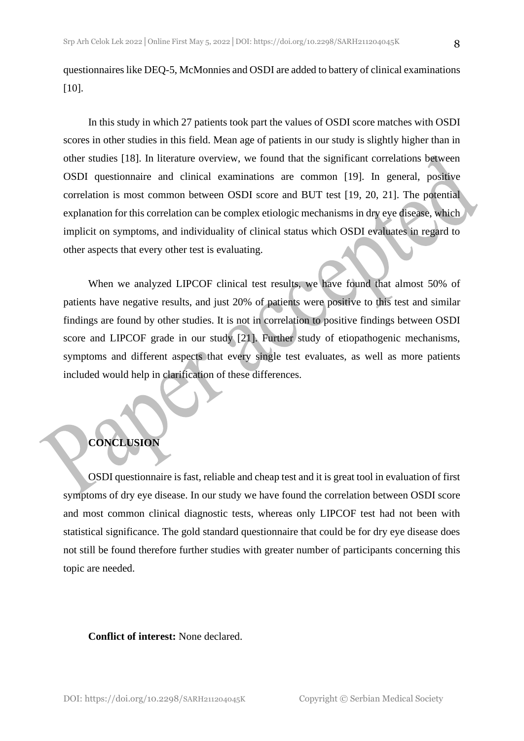questionnaires like DEQ-5, McMonnies and OSDI are added to battery of clinical examinations [10].

In this study in which 27 patients took part the values of OSDI score matches with OSDI scores in other studies in this field. Mean age of patients in our study is slightly higher than in other studies [18]. In literature overview, we found that the significant correlations between OSDI questionnaire and clinical examinations are common [19]. In general, positive correlation is most common between OSDI score and BUT test [19, 20, 21]. The potential explanation for this correlation can be complex etiologic mechanisms in dry eye disease, which implicit on symptoms, and individuality of clinical status which OSDI evaluates in regard to other aspects that every other test is evaluating.

When we analyzed LIPCOF clinical test results, we have found that almost 50% of patients have negative results, and just 20% of patients were positive to this test and similar findings are found by other studies. It is not in correlation to positive findings between OSDI score and LIPCOF grade in our study [21]. Further study of etiopathogenic mechanisms, symptoms and different aspects that every single test evaluates, as well as more patients included would help in clarification of these differences.

## CONCLUSION

OSDI questionnaire is fast, reliable and cheap test and it is great tool in evaluation of first symptoms of dry eye disease. In our study we have found the correlation between OSDI score and most common clinical diagnostic tests, whereas only LIPCOF test had not been with statistical significance. The gold standard questionnaire that could be for dry eye disease does not still be found therefore further studies with greater number of participants concerning this topic are needed.

**Conflict of interest:** None declared.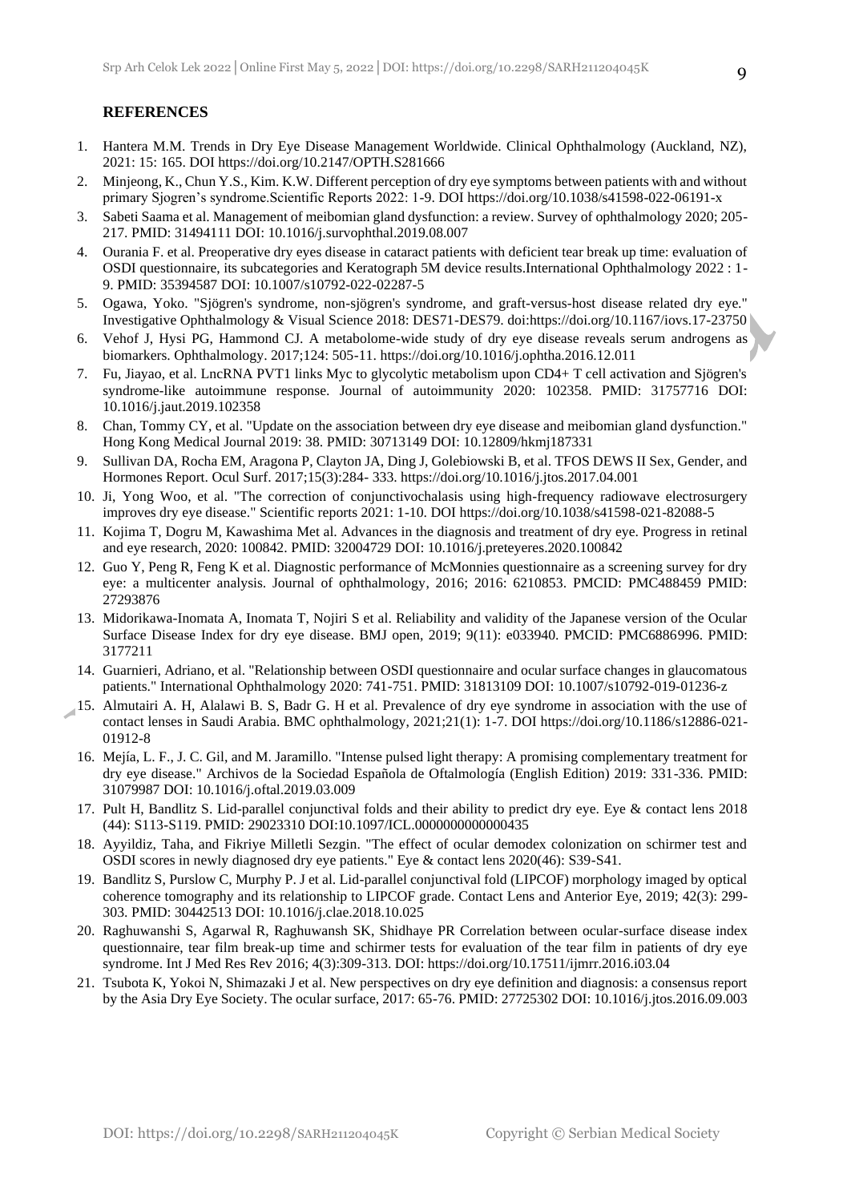## REFERENCES

1. Hantera M.M. Trends in Dry Eye Disease Management Worldwide. Clinical Ophthalmology (Auckland, NZ), 2021: 15: 165. DOI https://doi.org/10.2147/OPTH.S281666
2. Minjeong, K., Chun Y.S., Kim. K.W. Different perception of dry eye symptoms between patients with and without primary Sjogren's syndrome.Scientific Reports 2022: 1-9. DOI https://doi.org/10.1038/s41598-022-06191-x
3. Sabeti Saama et al. Management of meibomian gland dysfunction: a review. Survey of ophthalmology 2020; 205-217. PMID: 31494111 DOI: 10.1016/j.survophthal.2019.08.007
4. Ourania F. et al. Preoperative dry eyes disease in cataract patients with deficient tear break up time: evaluation of OSDI questionnaire, its subcategories and Keratograph 5M device results.International Ophthalmology 2022 : 1-9. PMID: 35394587 DOI: 10.1007/s10792-022-02287-5
5. Ogawa, Yoko. "Sjögren's syndrome, non-sjögren's syndrome, and graft-versus-host disease related dry eye." Investigative Ophthalmology & Visual Science 2018: DES71-DES79. doi:https://doi.org/10.1167/iovs.17-23750
6. Vehof J, Hysi PG, Hammond CJ. A metabolome-wide study of dry eye disease reveals serum androgens as biomarkers. Ophthalmology. 2017;124: 505-11. https://doi.org/10.1016/j.ophtha.2016.12.011
7. Fu, Jiayao, et al. LncRNA PVT1 links Myc to glycolytic metabolism upon CD4+ T cell activation and Sjögren's syndrome-like autoimmune response. Journal of autoimmunity 2020: 102358. PMID: 31757716 DOI: 10.1016/j.jaut.2019.102358
8. Chan, Tommy CY, et al. "Update on the association between dry eye disease and meibomian gland dysfunction." Hong Kong Medical Journal 2019: 38. PMID: 30713149 DOI: 10.12809/hkmj187331
9. Sullivan DA, Rocha EM, Aragona P, Clayton JA, Ding J, Golebiowski B, et al. TFOS DEWS II Sex, Gender, and Hormones Report. Ocul Surf. 2017;15(3):284- 333. https://doi.org/10.1016/j.jtos.2017.04.001
10. Ji, Yong Woo, et al. "The correction of conjunctivochalasis using high-frequency radiowave electrosurgery improves dry eye disease." Scientific reports 2021: 1-10. DOI https://doi.org/10.1038/s41598-021-82088-5
11. Kojima T, Dogru M, Kawashima Met al. Advances in the diagnosis and treatment of dry eye. Progress in retinal and eye research, 2020: 100842. PMID: 32004729 DOI: 10.1016/j.preteyeres.2020.100842
12. Guo Y, Peng R, Feng K et al. Diagnostic performance of McMonnies questionnaire as a screening survey for dry eye: a multicenter analysis. Journal of ophthalmology, 2016; 2016: 6210853. PMCID: PMC488459 PMID: 27293876
13. Midorikawa-Inomata A, Inomata T, Nojiri S et al. Reliability and validity of the Japanese version of the Ocular Surface Disease Index for dry eye disease. BMJ open, 2019; 9(11): e033940. PMCID: PMC6886996. PMID: 3177211
14. Guarnieri, Adriano, et al. "Relationship between OSDI questionnaire and ocular surface changes in glaucomatous patients." International Ophthalmology 2020: 741-751. PMID: 31813109 DOI: 10.1007/s10792-019-01236-z
15. Almutairi A. H, Alalawi B. S, Badr G. H et al. Prevalence of dry eye syndrome in association with the use of contact lenses in Saudi Arabia. BMC ophthalmology, 2021;21(1): 1-7. DOI https://doi.org/10.1186/s12886-021-01912-8
16. Mejía, L. F., J. C. Gil, and M. Jaramillo. "Intense pulsed light therapy: A promising complementary treatment for dry eye disease." Archivos de la Sociedad Española de Oftalmología (English Edition) 2019: 331-336. PMID: 31079987 DOI: 10.1016/j.oftal.2019.03.009
17. Pult H, Bandlitz S. Lid-parallel conjunctival folds and their ability to predict dry eye. Eye & contact lens 2018 (44): S113-S119. PMID: 29023310 DOI:10.1097/ICL.0000000000000435
18. Ayyildiz, Taha, and Fikriye Milletli Sezgin. "The effect of ocular demodex colonization on schirmer test and OSDI scores in newly diagnosed dry eye patients." Eye & contact lens 2020(46): S39-S41.
19. Bandlitz S, Purslow C, Murphy P. J et al. Lid-parallel conjunctival fold (LIPCOF) morphology imaged by optical coherence tomography and its relationship to LIPCOF grade. Contact Lens and Anterior Eye, 2019; 42(3): 299-303. PMID: 30442513 DOI: 10.1016/j.clae.2018.10.025
20. Raghuwanshi S, Agarwal R, Raghuwansh SK, Shidhaye PR Correlation between ocular-surface disease index questionnaire, tear film break-up time and schirmer tests for evaluation of the tear film in patients of dry eye syndrome. Int J Med Res Rev 2016; 4(3):309-313. DOI: https://doi.org/10.17511/ijmrr.2016.i03.04
21. Tsubota K, Yokoi N, Shimazaki J et al. New perspectives on dry eye definition and diagnosis: a consensus report by the Asia Dry Eye Society. The ocular surface, 2017: 65-76. PMID: 27725302 DOI: 10.1016/j.jtos.2016.09.003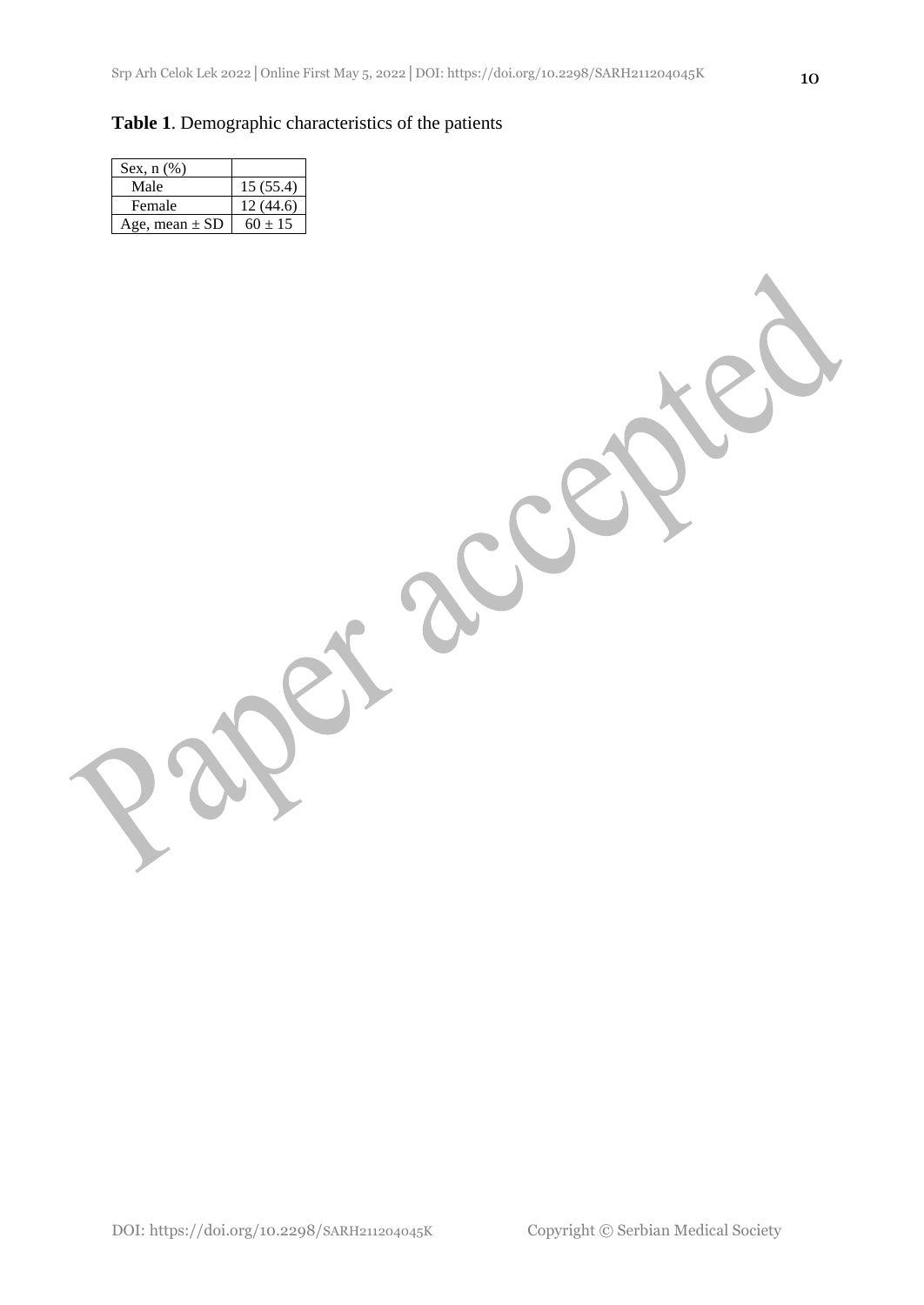**Table 1**. Demographic characteristics of the patients

| Sex, n (%) | |
|---|---|
| Male | 15 (55.4) |
| Female | 12 (44.6) |
| Age, mean ± SD | 60 ± 15 |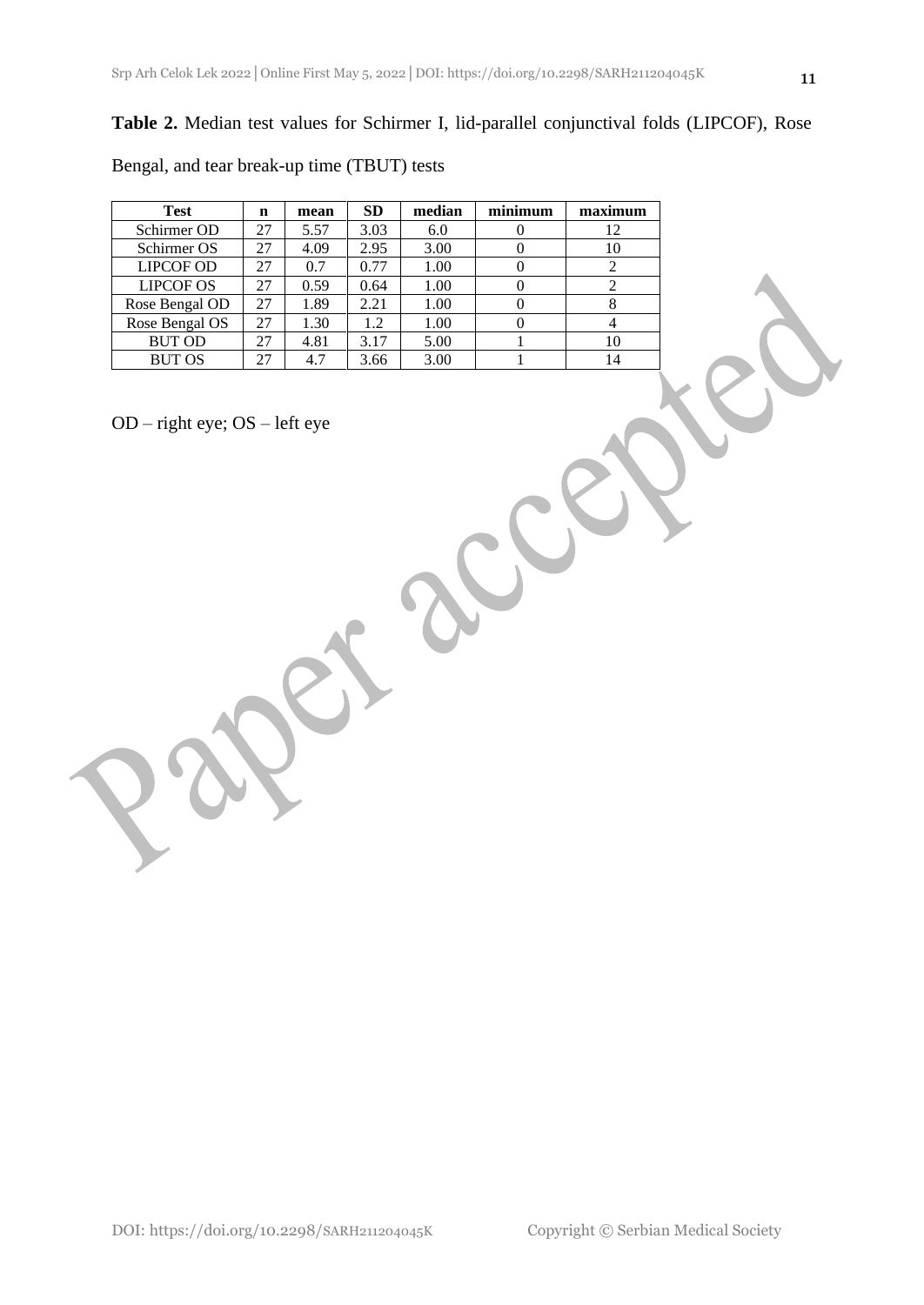**Table 2.** Median test values for Schirmer I, lid-parallel conjunctival folds (LIPCOF), Rose Bengal, and tear break-up time (TBUT) tests

| Test | n | mean | SD | median | minimum | maximum |
|---|---|---|---|---|---|---|
| Schirmer OD | 27 | 5.57 | 3.03 | 6.0 | 0 | 12 |
| Schirmer OS | 27 | 4.09 | 2.95 | 3.00 | 0 | 10 |
| LIPCOF OD | 27 | 0.7 | 0.77 | 1.00 | 0 | 2 |
| LIPCOF OS | 27 | 0.59 | 0.64 | 1.00 | 0 | 2 |
| Rose Bengal OD | 27 | 1.89 | 2.21 | 1.00 | 0 | 8 |
| Rose Bengal OS | 27 | 1.30 | 1.2 | 1.00 | 0 | 4 |
| BUT OD | 27 | 4.81 | 3.17 | 5.00 | 1 | 10 |
| BUT OS | 27 | 4.7 | 3.66 | 3.00 | 1 | 14 |

OD – right eye; OS – left eye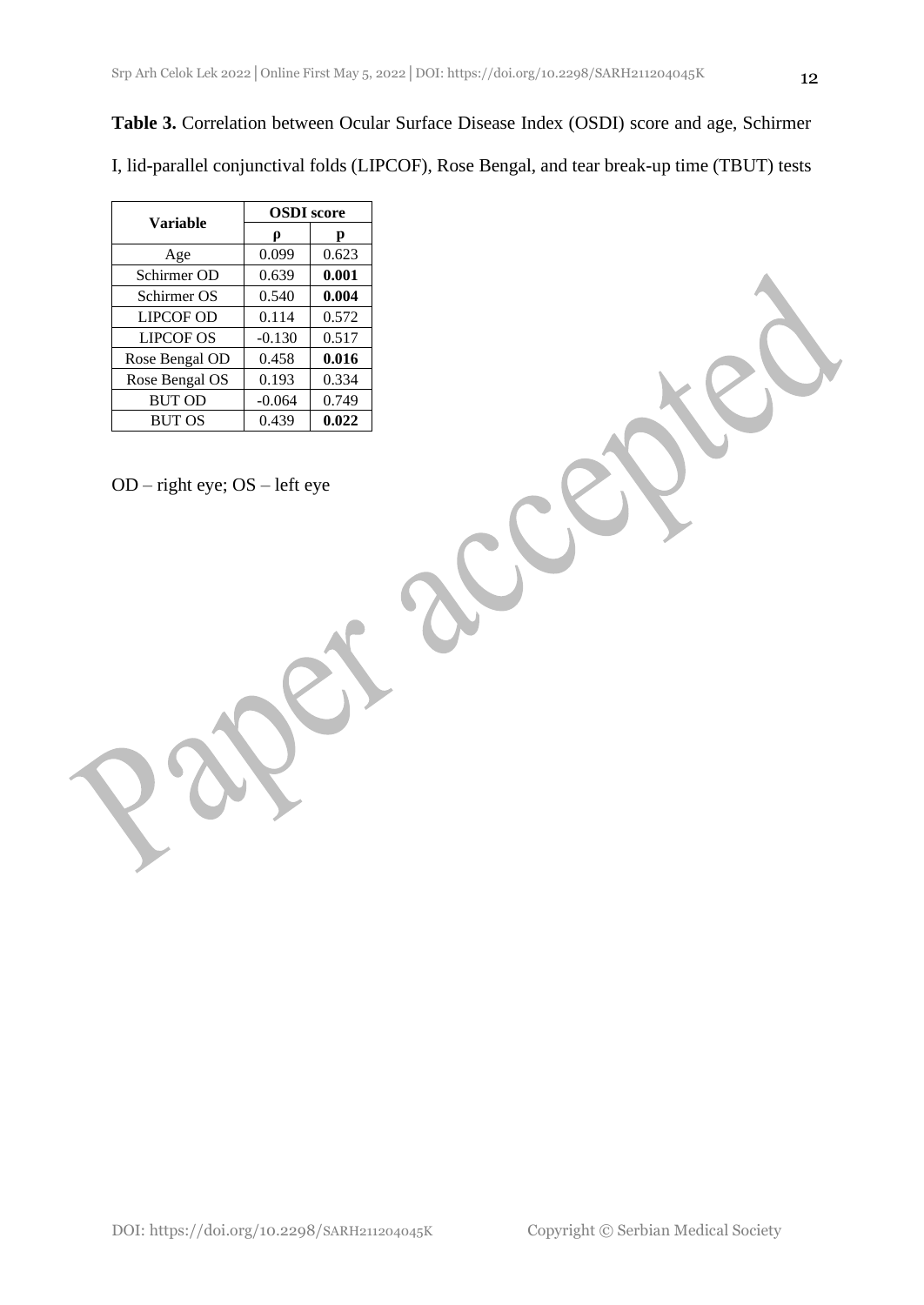**Table 3.** Correlation between Ocular Surface Disease Index (OSDI) score and age, Schirmer I, lid-parallel conjunctival folds (LIPCOF), Rose Bengal, and tear break-up time (TBUT) tests

| Variable | OSDI score | |
|---|---|---|
| | ρ | p |
| Age | 0.099 | 0.623 |
| Schirmer OD | 0.639 | **0.001** |
| Schirmer OS | 0.540 | **0.004** |
| LIPCOF OD | 0.114 | 0.572 |
| LIPCOF OS | -0.130 | 0.517 |
| Rose Bengal OD | 0.458 | **0.016** |
| Rose Bengal OS | 0.193 | 0.334 |
| BUT OD | -0.064 | 0.749 |
| BUT OS | 0.439 | **0.022** |

OD – right eye; OS – left eye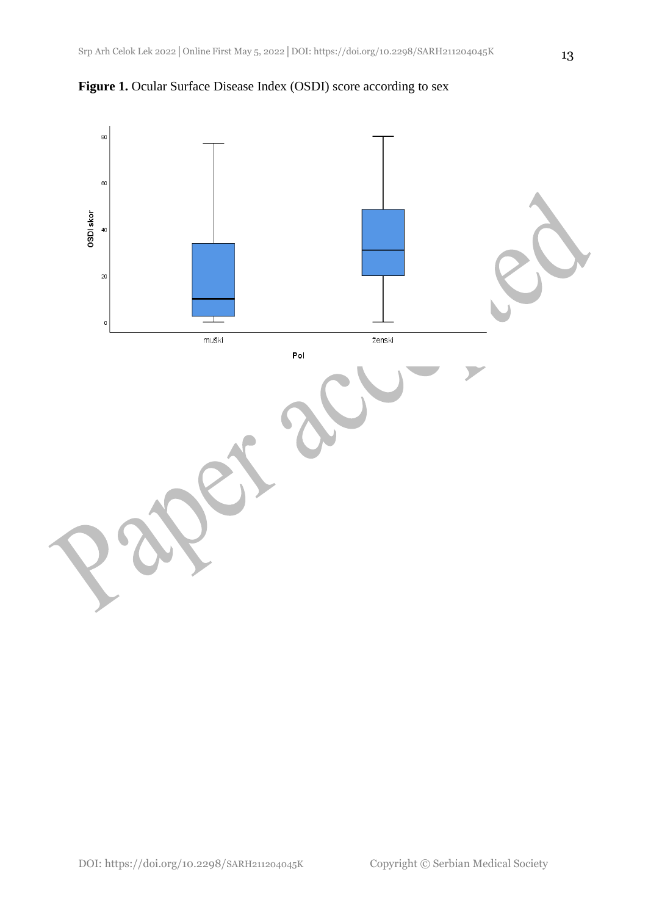**Figure 1.** Ocular Surface Disease Index (OSDI) score according to sex

OSDI skor

80
60
40
20
0

muški
ženski

Pol